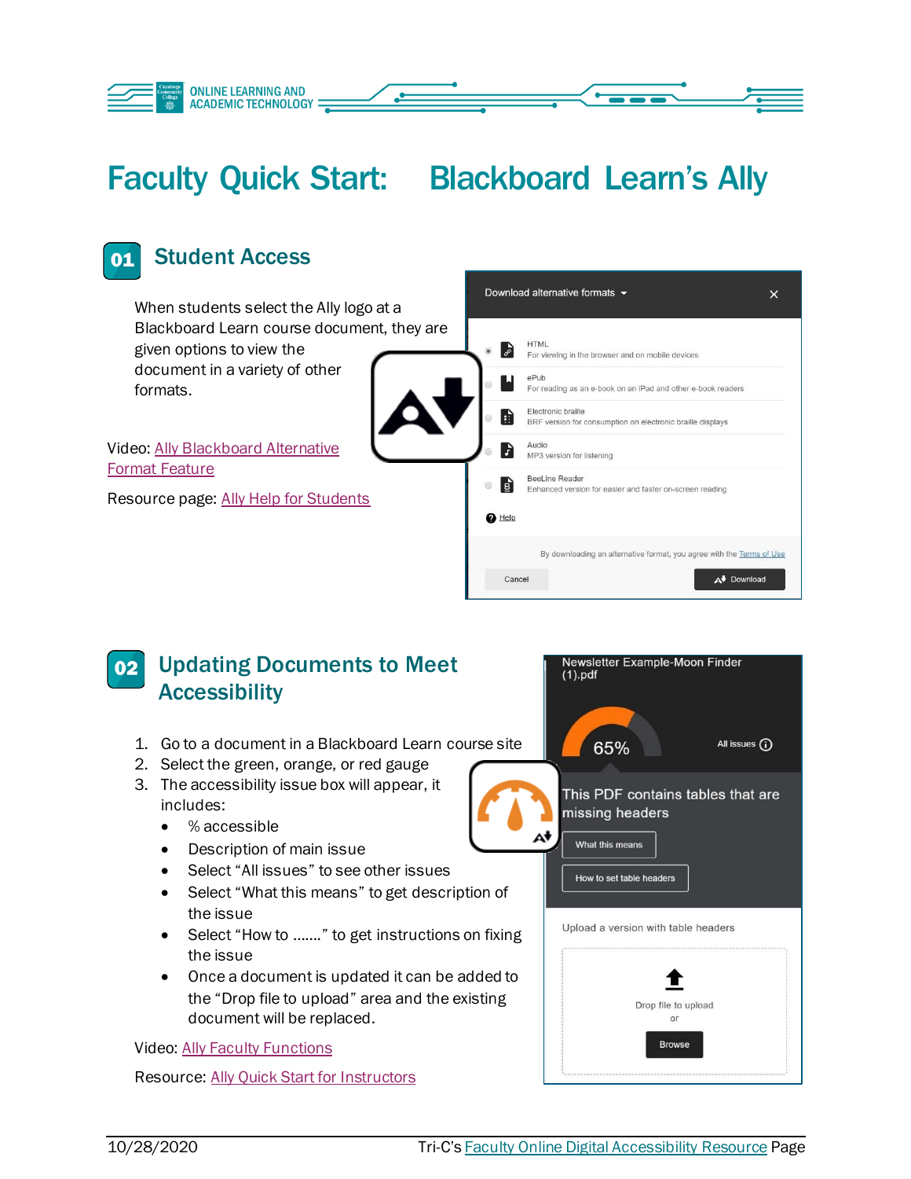# Faculty Quick Start: Blackboard Learn's Ally

## 01 Student Access

When students select the Ally logo at a Blackboard Learn course document, they are given options to view the document in a variety of other formats.

Video: Ally Blackboard Alternative Format Feature

Resource page: Ally Help for Students

## 02 Updating Documents to Meet Accessibility

1. Go to a document in a Blackboard Learn course site
2. Select the green, orange, or red gauge
3. The accessibility issue box will appear, it includes:
   - % accessible
   - Description of main issue
   - Select "All issues" to see other issues
   - Select "What this means" to get description of the issue
   - Select "How to ......" to get instructions on fixing the issue
   - Once a document is updated it can be added to the "Drop file to upload" area and the existing document will be replaced.

Video: Ally Faculty Functions

Resource: Ally Quick Start for Instructors

10/28/2020 Tri-C's Faculty Online Digital Accessibility Resource Page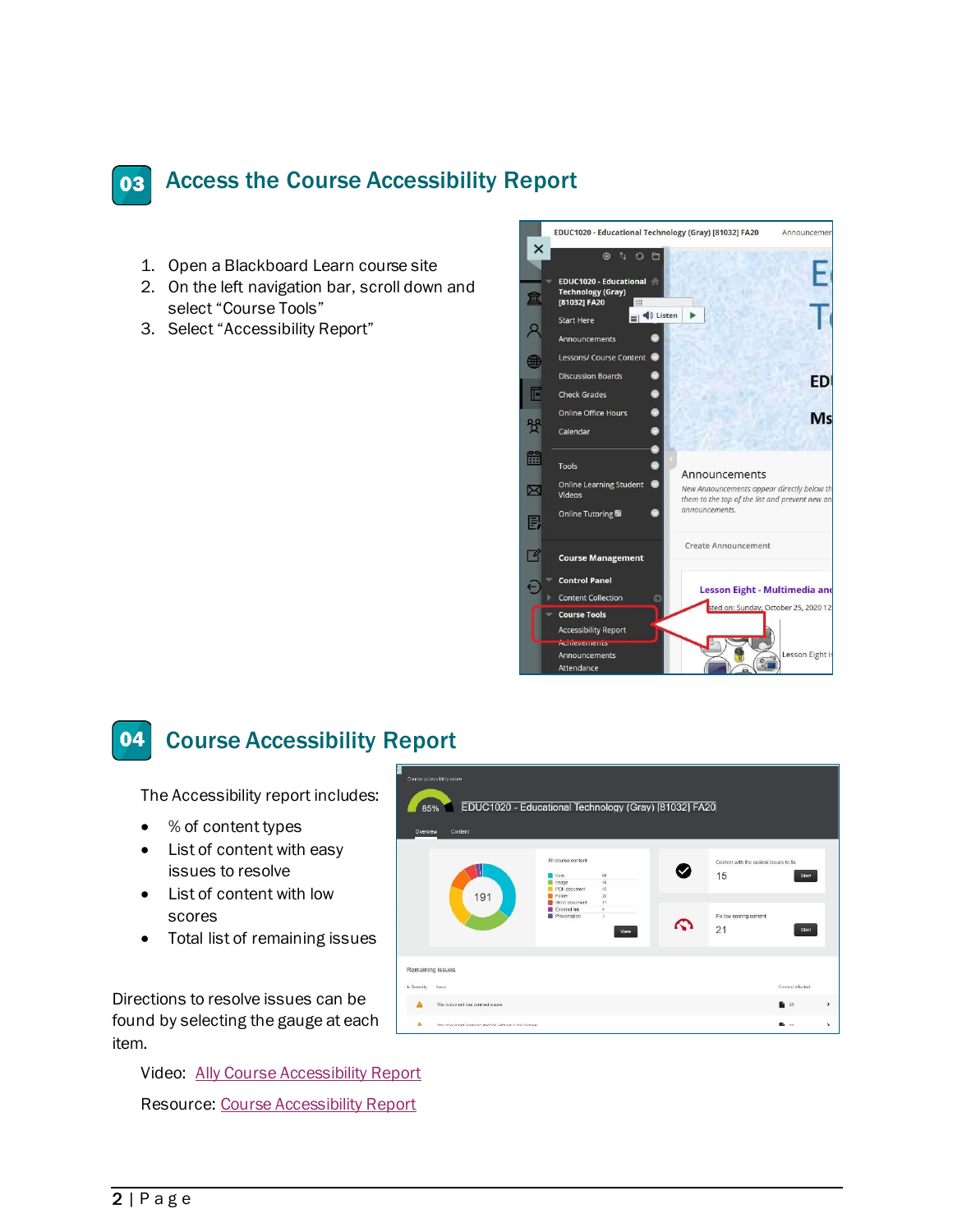## 03 Access the Course Accessibility Report

1. Open a Blackboard Learn course site
2. On the left navigation bar, scroll down and select “Course Tools”
3. Select “Accessibility Report”

## 04 Course Accessibility Report

The Accessibility report includes:

- % of content types
- List of content with easy issues to resolve
- List of content with low scores
- Total list of remaining issues

Directions to resolve issues can be found by selecting the gauge at each item.

Video: Ally Course Accessibility Report

Resource: Course Accessibility Report